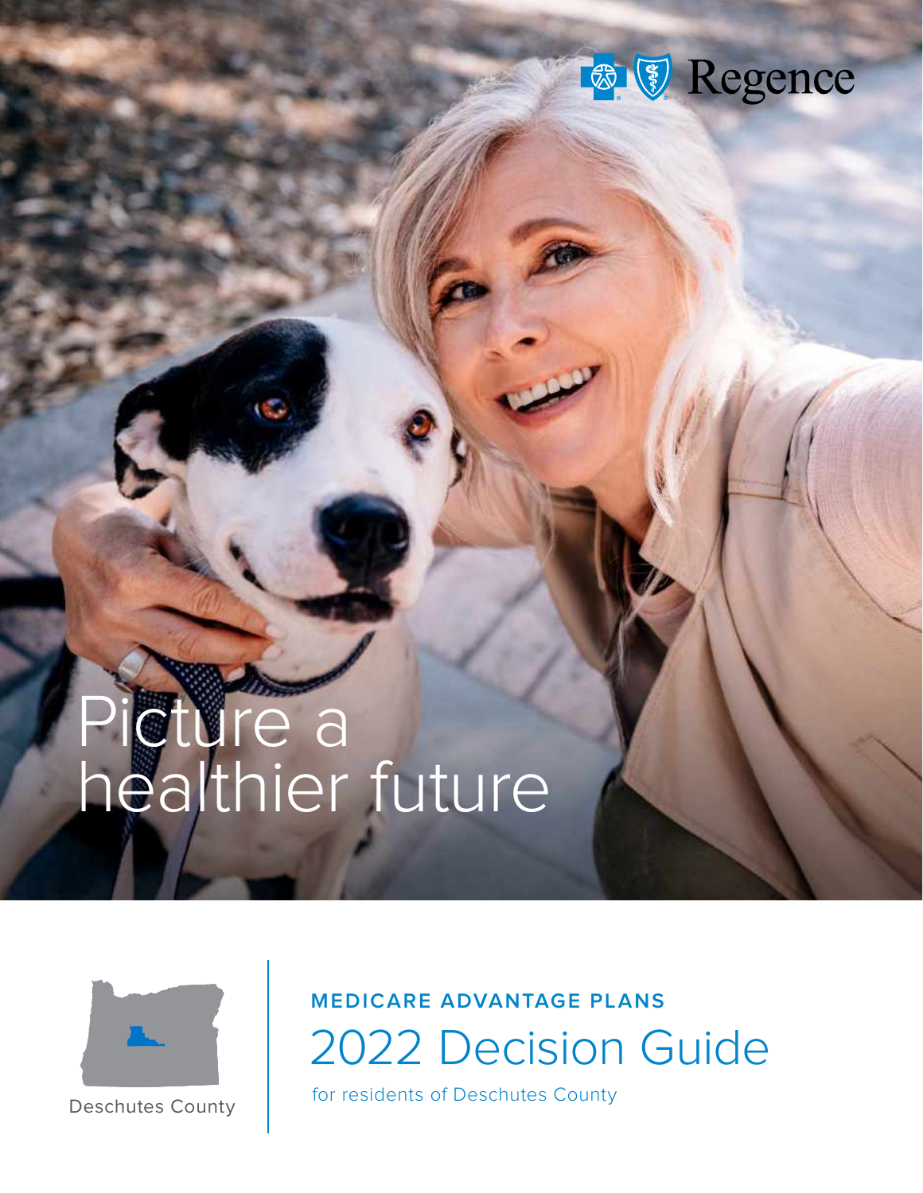Regence

# Picture a healthier future

Deschutes County

**MEDICARE ADVANTAGE PLANS**

## 2022 Decision Guide

for residents of Deschutes County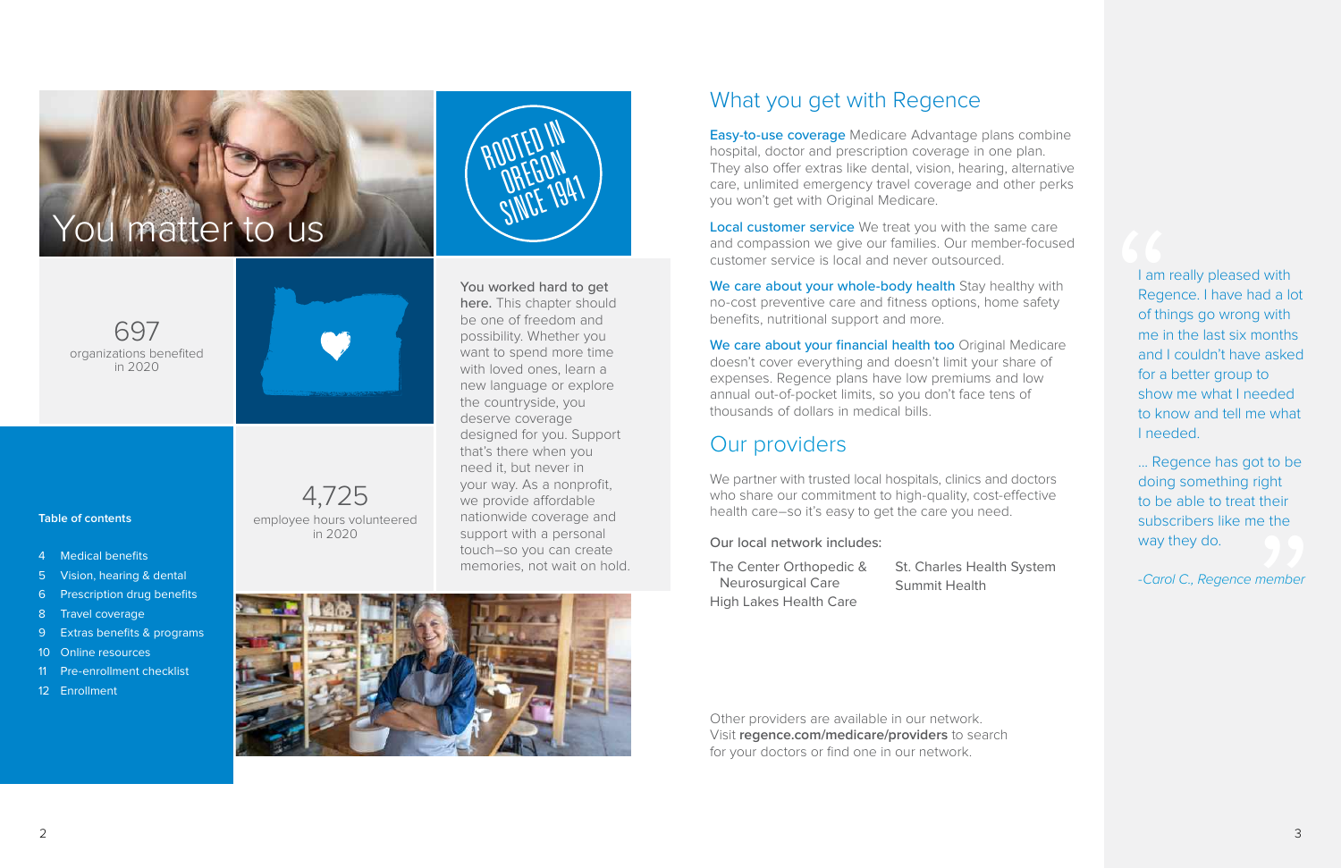# You matter to us

ROOTED IN OREGON SINCE 1941

697
organizations benefited in 2020

4,725
employee hours volunteered in 2020

**You worked hard to get here.** This chapter should be one of freedom and possibility. Whether you want to spend more time with loved ones, learn a new language or explore the countryside, you deserve coverage designed for you. Support that's there when you need it, but never in your way. As a nonprofit, we provide affordable nationwide coverage and support with a personal touch–so you can create memories, not wait on hold.

**Table of contents**

- 4 Medical benefits
- 5 Vision, hearing & dental
- 6 Prescription drug benefits
- 8 Travel coverage
- 9 Extras benefits & programs
- 10 Online resources
- 11 Pre-enrollment checklist
- 12 Enrollment

## What you get with Regence

**Easy-to-use coverage** Medicare Advantage plans combine hospital, doctor and prescription coverage in one plan. They also offer extras like dental, vision, hearing, alternative care, unlimited emergency travel coverage and other perks you won't get with Original Medicare.

**Local customer service** We treat you with the same care and compassion we give our families. Our member-focused customer service is local and never outsourced.

**We care about your whole-body health** Stay healthy with no-cost preventive care and fitness options, home safety benefits, nutritional support and more.

**We care about your financial health too** Original Medicare doesn't cover everything and doesn't limit your share of expenses. Regence plans have low premiums and low annual out-of-pocket limits, so you don't face tens of thousands of dollars in medical bills.

## Our providers

We partner with trusted local hospitals, clinics and doctors who share our commitment to high-quality, cost-effective health care–so it's easy to get the care you need.

Our local network includes:

- The Center Orthopedic & Neurosurgical Care
- High Lakes Health Care
- St. Charles Health System
- Summit Health

Other providers are available in our network. Visit **regence.com/medicare/providers** to search for your doctors or find one in our network.

> "I am really pleased with Regence. I have had a lot of things go wrong with me in the last six months and I couldn't have asked for a better group to show me what I needed to know and tell me what I needed.
>
> ... Regence has got to be doing something right to be able to treat their subscribers like me the way they do."
>
> *-Carol C., Regence member*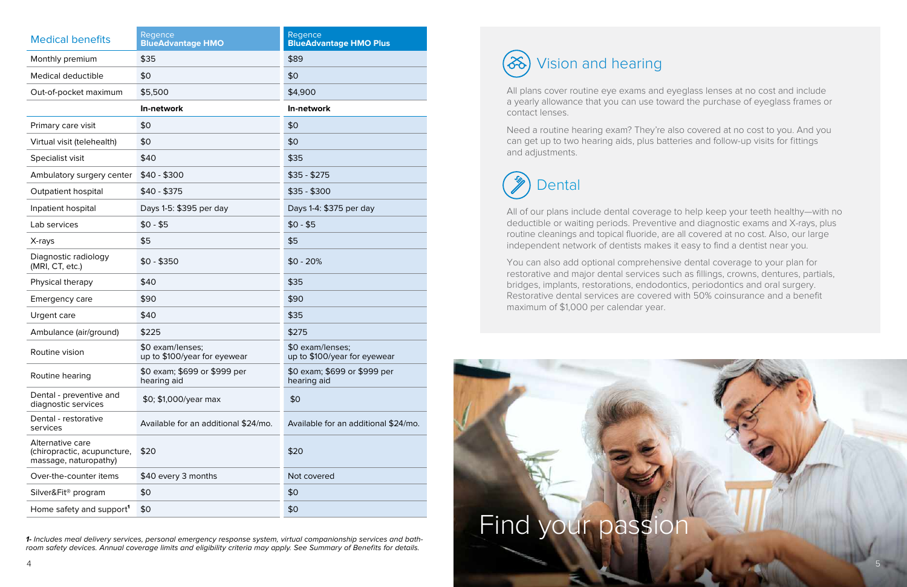| Medical benefits | Regence **BlueAdvantage HMO** | Regence **BlueAdvantage HMO Plus** |
|---|---|---|
| Monthly premium | $35 | $89 |
| Medical deductible | $0 | $0 |
| Out-of-pocket maximum | $5,500 | $4,900 |
| | **In-network** | **In-network** |
| Primary care visit | $0 | $0 |
| Virtual visit (telehealth) | $0 | $0 |
| Specialist visit | $40 | $35 |
| Ambulatory surgery center | $40 - $300 | $35 - $275 |
| Outpatient hospital | $40 - $375 | $35 - $300 |
| Inpatient hospital | Days 1-5: $395 per day | Days 1-4: $375 per day |
| Lab services | $0 - $5 | $0 - $5 |
| X-rays | $5 | $5 |
| Diagnostic radiology (MRI, CT, etc.) | $0 - $350 | $0 - 20% |
| Physical therapy | $40 | $35 |
| Emergency care | $90 | $90 |
| Urgent care | $40 | $35 |
| Ambulance (air/ground) | $225 | $275 |
| Routine vision | $0 exam/lenses; up to $100/year for eyewear | $0 exam/lenses; up to $100/year for eyewear |
| Routine hearing | $0 exam; $699 or $999 per hearing aid | $0 exam; $699 or $999 per hearing aid |
| Dental - preventive and diagnostic services | $0; $1,000/year max | $0 |
| Dental - restorative services | Available for an additional $24/mo. | Available for an additional $24/mo. |
| Alternative care (chiropractic, acupuncture, massage, naturopathy) | $20 | $20 |
| Over-the-counter items | $40 every 3 months | Not covered |
| Silver&Fit® program | $0 | $0 |
| Home safety and support[1] | $0 | $0 |

*1- Includes meal delivery services, personal emergency response system, virtual companionship services and bathroom safety devices. Annual coverage limits and eligibility criteria may apply. See Summary of Benefits for details.*

## Vision and hearing

All plans cover routine eye exams and eyeglass lenses at no cost and include a yearly allowance that you can use toward the purchase of eyeglass frames or contact lenses.

Need a routine hearing exam? They're also covered at no cost to you. And you can get up to two hearing aids, plus batteries and follow-up visits for fittings and adjustments.

## Dental

All of our plans include dental coverage to help keep your teeth healthy—with no deductible or waiting periods. Preventive and diagnostic exams and X-rays, plus routine cleanings and topical fluoride, are all covered at no cost. Also, our large independent network of dentists makes it easy to find a dentist near you.

You can also add optional comprehensive dental coverage to your plan for restorative and major dental services such as fillings, crowns, dentures, partials, bridges, implants, restorations, endodontics, periodontics and oral surgery. Restorative dental services are covered with 50% coinsurance and a benefit maximum of $1,000 per calendar year.

Find your passion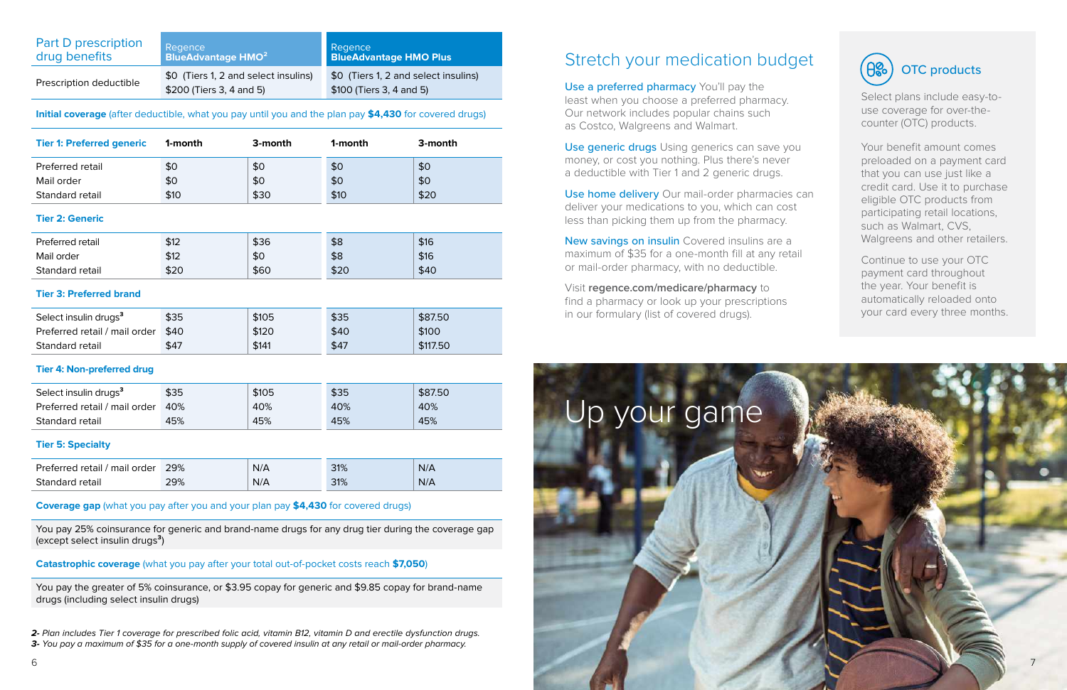## Part D prescription drug benefits

| | Regence BlueAdvantage HMO[2] | | Regence BlueAdvantage HMO Plus | |
|---|---|---|---|---|
| Prescription deductible | $0 (Tiers 1, 2 and select insulins) $200 (Tiers 3, 4 and 5) | | $0 (Tiers 1, 2 and select insulins) $100 (Tiers 3, 4 and 5) | |

**Initial coverage** (after deductible, what you pay until you and the plan pay **$4,430** for covered drugs)

| **Tier 1: Preferred generic** | **1-month** | **3-month** | **1-month** | **3-month** |
|---|---|---|---|---|
| Preferred retail | $0 | $0 | $0 | $0 |
| Mail order | $0 | $0 | $0 | $0 |
| Standard retail | $10 | $30 | $10 | $20 |
| **Tier 2: Generic** | | | | |
| Preferred retail | $12 | $36 | $8 | $16 |
| Mail order | $12 | $0 | $8 | $16 |
| Standard retail | $20 | $60 | $20 | $40 |
| **Tier 3: Preferred brand** | | | | |
| Select insulin drugs[3] | $35 | $105 | $35 | $87.50 |
| Preferred retail / mail order | $40 | $120 | $40 | $100 |
| Standard retail | $47 | $141 | $47 | $117.50 |
| **Tier 4: Non-preferred drug** | | | | |
| Select insulin drugs[3] | $35 | $105 | $35 | $87.50 |
| Preferred retail / mail order | 40% | 40% | 40% | 40% |
| Standard retail | 45% | 45% | 45% | 45% |
| **Tier 5: Specialty** | | | | |
| Preferred retail / mail order | 29% | N/A | 31% | N/A |
| Standard retail | 29% | N/A | 31% | N/A |

**Coverage gap** (what you pay after you and your plan pay **$4,430** for covered drugs)

You pay 25% coinsurance for generic and brand-name drugs for any drug tier during the coverage gap (except select insulin drugs[3])

**Catastrophic coverage** (what you pay after your total out-of-pocket costs reach **$7,050**)

You pay the greater of 5% coinsurance, or $3.95 copay for generic and $9.85 copay for brand-name drugs (including select insulin drugs)

*2- Plan includes Tier 1 coverage for prescribed folic acid, vitamin B12, vitamin D and erectile dysfunction drugs.*
*3- You pay a maximum of $35 for a one-month supply of covered insulin at any retail or mail-order pharmacy.*

## Stretch your medication budget

**Use a preferred pharmacy** You'll pay the least when you choose a preferred pharmacy. Our network includes popular chains such as Costco, Walgreens and Walmart.

**Use generic drugs** Using generics can save you money, or cost you nothing. Plus there's never a deductible with Tier 1 and 2 generic drugs.

**Use home delivery** Our mail-order pharmacies can deliver your medications to you, which can cost less than picking them up from the pharmacy.

**New savings on insulin** Covered insulins are a maximum of $35 for a one-month fill at any retail or mail-order pharmacy, with no deductible.

Visit **regence.com/medicare/pharmacy** to find a pharmacy or look up your prescriptions in our formulary (list of covered drugs).

### OTC products

Select plans include easy-to-use coverage for over-the-counter (OTC) products.

Your benefit amount comes preloaded on a payment card that you can use just like a credit card. Use it to purchase eligible OTC products from participating retail locations, such as Walmart, CVS, Walgreens and other retailers.

Continue to use your OTC payment card throughout the year. Your benefit is automatically reloaded onto your card every three months.

## Up your game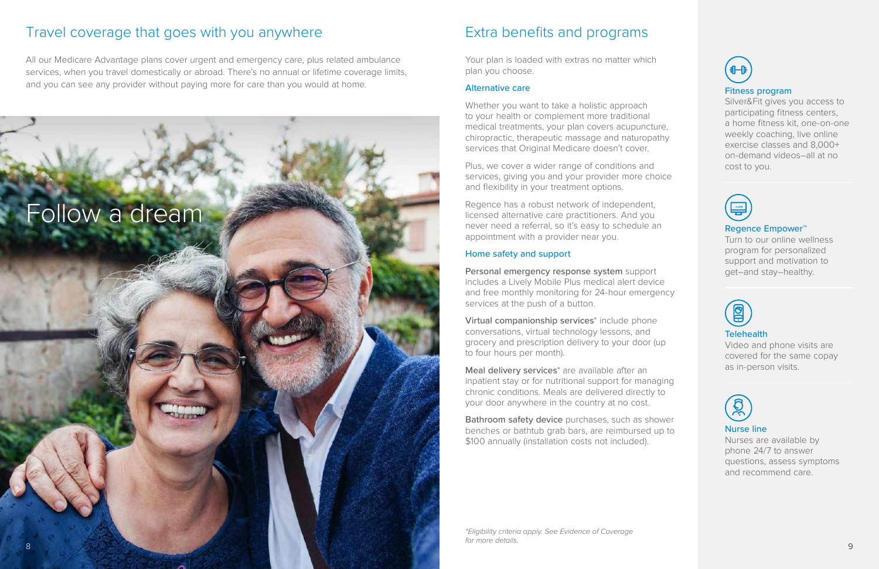## Travel coverage that goes with you anywhere

All our Medicare Advantage plans cover urgent and emergency care, plus related ambulance services, when you travel domestically or abroad. There's no annual or lifetime coverage limits, and you can see any provider without paying more for care than you would at home.

Follow a dream

## Extra benefits and programs

Your plan is loaded with extras no matter which plan you choose.

### Alternative care

Whether you want to take a holistic approach to your health or complement more traditional medical treatments, your plan covers acupuncture, chiropractic, therapeutic massage and naturopathy services that Original Medicare doesn't cover.

Plus, we cover a wider range of conditions and services, giving you and your provider more choice and flexibility in your treatment options.

Regence has a robust network of independent, licensed alternative care practitioners. And you never need a referral, so it's easy to schedule an appointment with a provider near you.

### Home safety and support

**Personal emergency response system** support includes a Lively Mobile Plus medical alert device and free monthly monitoring for 24-hour emergency services at the push of a button.

**Virtual companionship services*** include phone conversations, virtual technology lessons, and grocery and prescription delivery to your door (up to four hours per month).

**Meal delivery services*** are available after an inpatient stay or for nutritional support for managing chronic conditions. Meals are delivered directly to your door anywhere in the country at no cost.

**Bathroom safety device** purchases, such as shower benches or bathtub grab bars, are reimbursed up to $100 annually (installation costs not included).

*Eligibility criteria apply. See Evidence of Coverage for more details.*

### Fitness program

Silver&Fit gives you access to participating fitness centers, a home fitness kit, one-on-one weekly coaching, live online exercise classes and 8,000+ on-demand videos–all at no cost to you.

### Regence Empower™

Turn to our online wellness program for personalized support and motivation to get–and stay–healthy.

### Telehealth

Video and phone visits are covered for the same copay as in-person visits.

### Nurse line

Nurses are available by phone 24/7 to answer questions, assess symptoms and recommend care.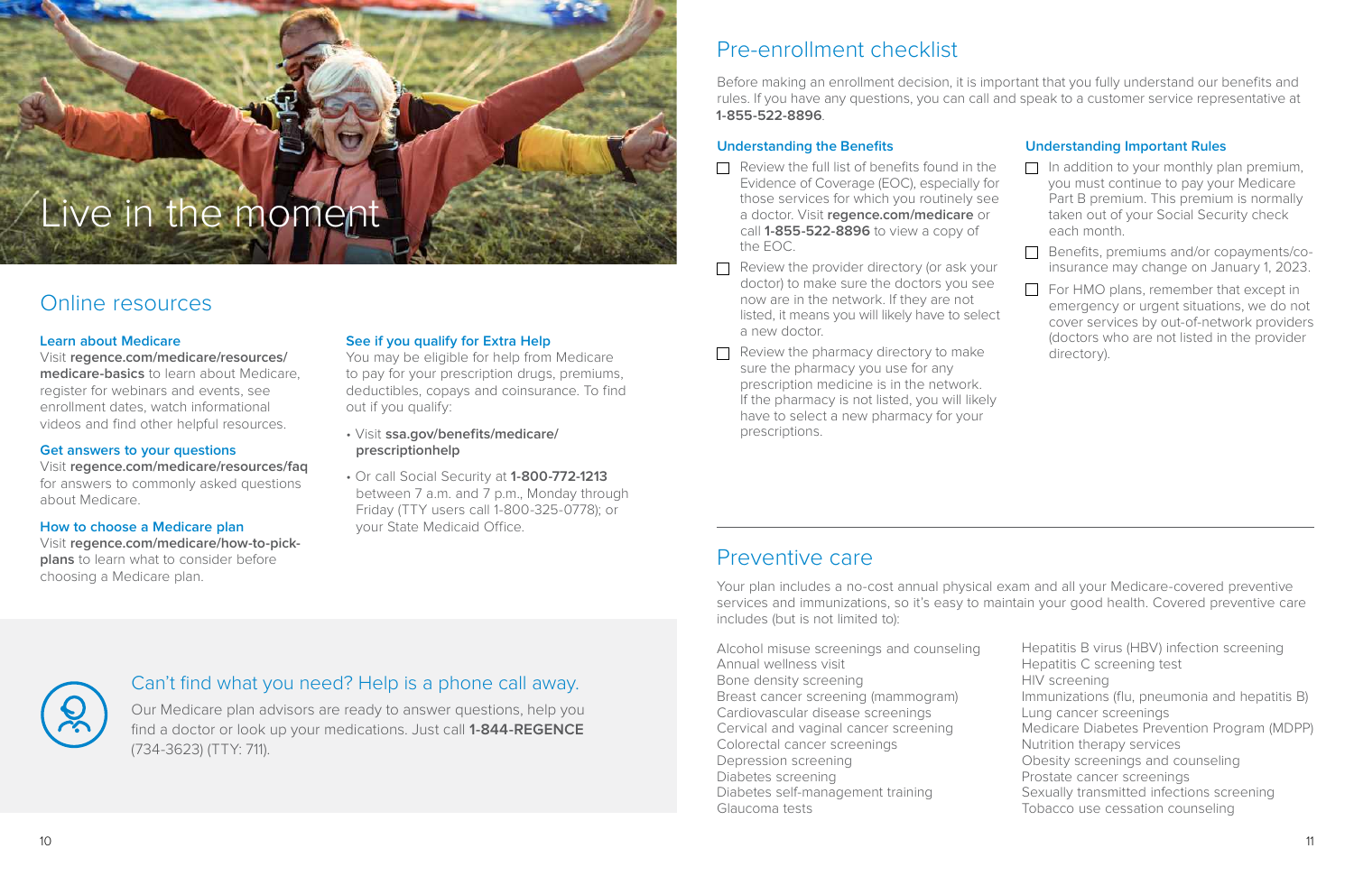# Live in the moment

## Online resources

### Learn about Medicare

Visit **regence.com/medicare/resources/medicare-basics** to learn about Medicare, register for webinars and events, see enrollment dates, watch informational videos and find other helpful resources.

### Get answers to your questions

Visit **regence.com/medicare/resources/faq** for answers to commonly asked questions about Medicare.

### How to choose a Medicare plan

Visit **regence.com/medicare/how-to-pick-plans** to learn what to consider before choosing a Medicare plan.

### See if you qualify for Extra Help

You may be eligible for help from Medicare to pay for your prescription drugs, premiums, deductibles, copays and coinsurance. To find out if you qualify:

- Visit **ssa.gov/benefits/medicare/prescriptionhelp**
- Or call Social Security at **1-800-772-1213** between 7 a.m. and 7 p.m., Monday through Friday (TTY users call 1-800-325-0778); or your State Medicaid Office.

### Can't find what you need? Help is a phone call away.

Our Medicare plan advisors are ready to answer questions, help you find a doctor or look up your medications. Just call **1-844-REGENCE** (734-3623) (TTY: 711).

## Pre-enrollment checklist

Before making an enrollment decision, it is important that you fully understand our benefits and rules. If you have any questions, you can call and speak to a customer service representative at **1-855-522-8896**.

### Understanding the Benefits

- [ ] Review the full list of benefits found in the Evidence of Coverage (EOC), especially for those services for which you routinely see a doctor. Visit **regence.com/medicare** or call **1-855-522-8896** to view a copy of the EOC.
- [ ] Review the provider directory (or ask your doctor) to make sure the doctors you see now are in the network. If they are not listed, it means you will likely have to select a new doctor.
- [ ] Review the pharmacy directory to make sure the pharmacy you use for any prescription medicine is in the network. If the pharmacy is not listed, you will likely have to select a new pharmacy for your prescriptions.

### Understanding Important Rules

- [ ] In addition to your monthly plan premium, you must continue to pay your Medicare Part B premium. This premium is normally taken out of your Social Security check each month.
- [ ] Benefits, premiums and/or copayments/co-insurance may change on January 1, 2023.
- [ ] For HMO plans, remember that except in emergency or urgent situations, we do not cover services by out-of-network providers (doctors who are not listed in the provider directory).

## Preventive care

Your plan includes a no-cost annual physical exam and all your Medicare-covered preventive services and immunizations, so it's easy to maintain your good health. Covered preventive care includes (but is not limited to):

Alcohol misuse screenings and counseling
Annual wellness visit
Bone density screening
Breast cancer screening (mammogram)
Cardiovascular disease screenings
Cervical and vaginal cancer screening
Colorectal cancer screenings
Depression screening
Diabetes screening
Diabetes self-management training
Glaucoma tests
Hepatitis B virus (HBV) infection screening
Hepatitis C screening test
HIV screening
Immunizations (flu, pneumonia and hepatitis B)
Lung cancer screenings
Medicare Diabetes Prevention Program (MDPP)
Nutrition therapy services
Obesity screenings and counseling
Prostate cancer screenings
Sexually transmitted infections screening
Tobacco use cessation counseling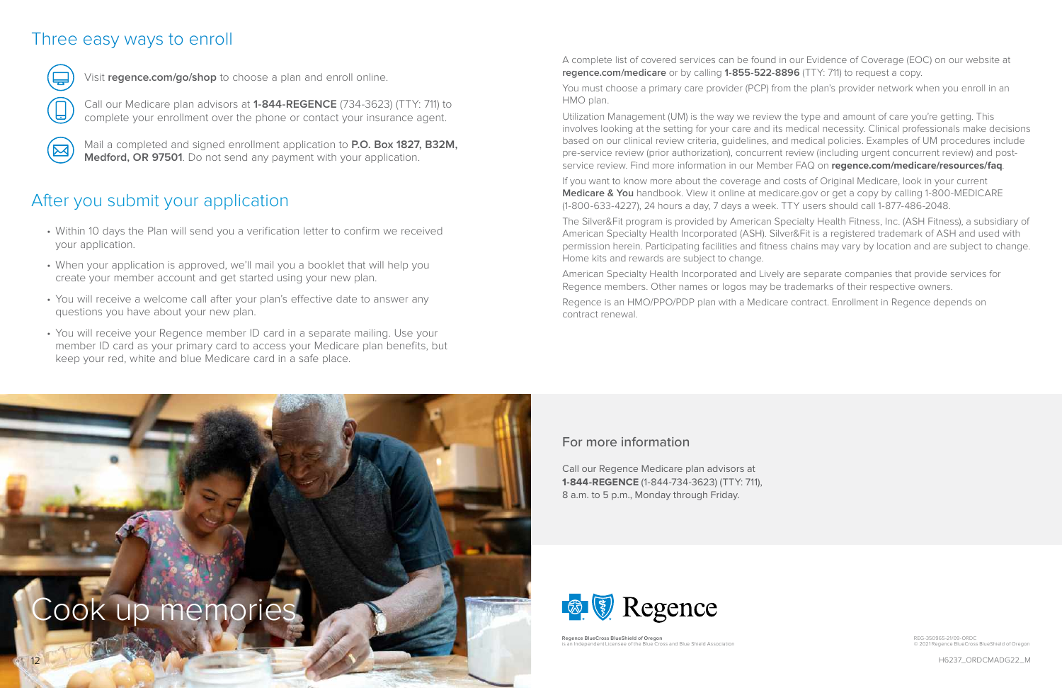## Three easy ways to enroll

Visit **regence.com/go/shop** to choose a plan and enroll online.

Call our Medicare plan advisors at **1-844-REGENCE** (734-3623) (TTY: 711) to complete your enrollment over the phone or contact your insurance agent.

Mail a completed and signed enrollment application to **P.O. Box 1827, B32M, Medford, OR 97501**. Do not send any payment with your application.

## After you submit your application

- Within 10 days the Plan will send you a verification letter to confirm we received your application.
- When your application is approved, we'll mail you a booklet that will help you create your member account and get started using your new plan.
- You will receive a welcome call after your plan's effective date to answer any questions you have about your new plan.
- You will receive your Regence member ID card in a separate mailing. Use your member ID card as your primary card to access your Medicare plan benefits, but keep your red, white and blue Medicare card in a safe place.

Cook up memories

A complete list of covered services can be found in our Evidence of Coverage (EOC) on our website at **regence.com/medicare** or by calling **1-855-522-8896** (TTY: 711) to request a copy.

You must choose a primary care provider (PCP) from the plan's provider network when you enroll in an HMO plan.

Utilization Management (UM) is the way we review the type and amount of care you're getting. This involves looking at the setting for your care and its medical necessity. Clinical professionals make decisions based on our clinical review criteria, guidelines, and medical policies. Examples of UM procedures include pre-service review (prior authorization), concurrent review (including urgent concurrent review) and post-service review. Find more information in our Member FAQ on **regence.com/medicare/resources/faq**.

If you want to know more about the coverage and costs of Original Medicare, look in your current **Medicare & You** handbook. View it online at medicare.gov or get a copy by calling 1-800-MEDICARE (1-800-633-4227), 24 hours a day, 7 days a week. TTY users should call 1-877-486-2048.

The Silver&Fit program is provided by American Specialty Health Fitness, Inc. (ASH Fitness), a subsidiary of American Specialty Health Incorporated (ASH). Silver&Fit is a registered trademark of ASH and used with permission herein. Participating facilities and fitness chains may vary by location and are subject to change. Home kits and rewards are subject to change.

American Specialty Health Incorporated and Lively are separate companies that provide services for Regence members. Other names or logos may be trademarks of their respective owners.

Regence is an HMO/PPO/PDP plan with a Medicare contract. Enrollment in Regence depends on contract renewal.

### For more information

Call our Regence Medicare plan advisors at **1-844-REGENCE** (1-844-734-3623) (TTY: 711), 8 a.m. to 5 p.m., Monday through Friday.

Regence

**Regence BlueCross BlueShield of Oregon**
is an Independent Licensee of the Blue Cross and Blue Shield Association

REG-350965-21/09-ORDC
© 2021 Regence BlueCross BlueShield of Oregon

H6237_ORDCMADG22_M